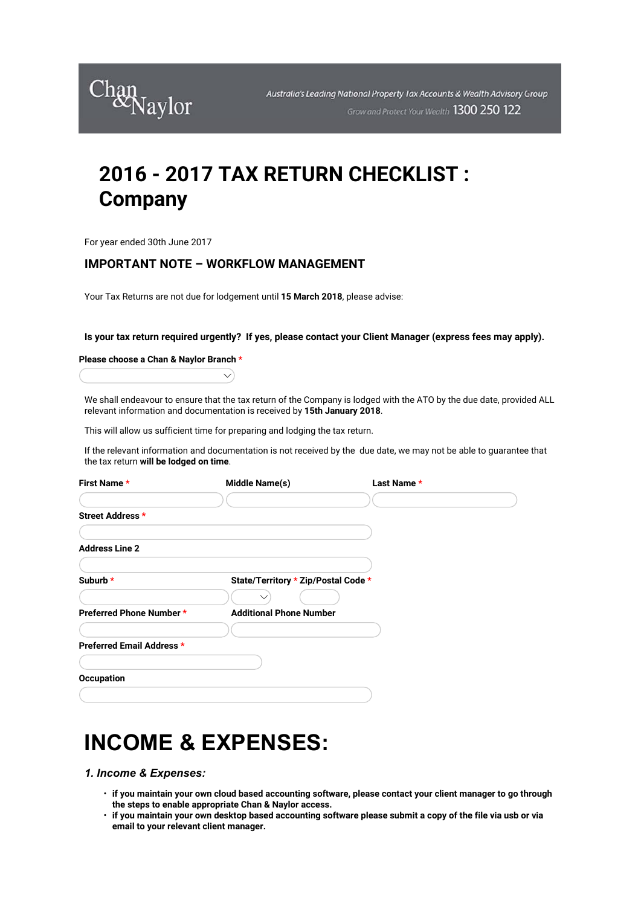Chan & Naylor

Australia's Leading National Property Tax Accounts & Wealth Advisory Group

Grow and Protect Your Wealth 1300 250 122

# 2016 - 2017 TAX RETURN CHECKLIST : Company

For year ended 30th June 2017

## IMPORTANT NOTE – WORKFLOW MANAGEMENT

Your Tax Returns are not due for lodgement until **15 March 2018**, please advise:

**Is your tax return required urgently? If yes, please contact your Client Manager (express fees apply).**

**Please choose a Chan & Naylor Branch** *

We shall endeavour to ensure that the tax return of the Company is lodged with the ATO by the due date, provided ALL relevant information and documentation is received by **15th January 2018**.

This will allow us sufficient time for preparing and lodging the tax return.

If the relevant information and documentation is not received by the due date, we may not be able to guarantee that the tax return **will be lodged on time**.

**First Name** * **Middle Name(s)** **Last Name** *

**Street Address** *

**Address Line 2**

**Suburb** * **State/Territory** * **Zip/Postal Code** *

**Preferred Phone Number** * **Additional Phone Number**

**Preferred Email Address** *

**Occupation**

# INCOME & EXPENSES:

### *1. Income & Expenses:*

- **if you maintain your own cloud based accounting software, please contact your client manager to go through the steps to enable appropriate Chan & Naylor access.**
- **if you maintain your own desktop based accounting software please submit a copy of the file via usb or via email to your relevant client manager.**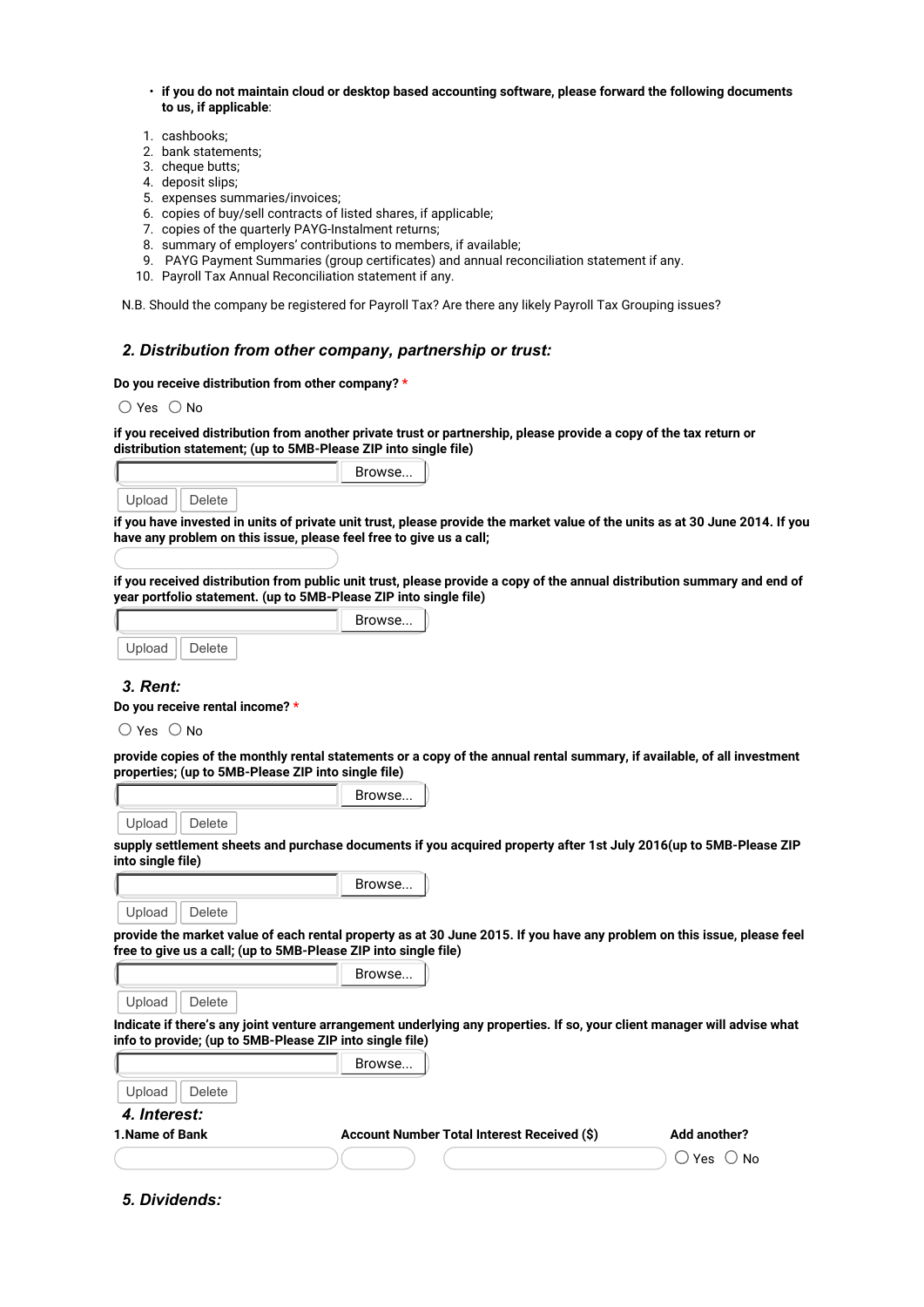- **if you do not maintain cloud or desktop based accounting software, please forward the following documents to us, if applicable**:

1. cashbooks;
2. bank statements;
3. cheque butts;
4. deposit slips;
5. expenses summaries/invoices;
6. copies of buy/sell contracts of listed shares, if applicable;
7. copies of the quarterly PAYG-Instalment returns;
8. summary of employers' contributions to members, if available;
9. PAYG Payment Summaries (group certificates) and annual reconciliation statement if any.
10. Payroll Tax Annual Reconciliation statement if any.

N.B. Should the company be registered for Payroll Tax? Are there any likely Payroll Tax Grouping issues?

## *2. Distribution from other company, partnership or trust:*

**Do you receive distribution from other company? ***

○ Yes ○ No

**if you received distribution from another private trust or partnership, please provide a copy of the tax return or distribution statement; (up to 5MB-Please ZIP into single file)**

Browse...

Upload Delete

**if you have invested in units of private unit trust, please provide the market value of the units as at 30 June 2014. If you have any problem on this issue, please feel free to give us a call;**

**if you received distribution from public unit trust, please provide a copy of the annual distribution summary and end of year portfolio statement. (up to 5MB-Please ZIP into single file)**

Browse...

Upload Delete

## *3. Rent:*

**Do you receive rental income? ***

○ Yes ○ No

**provide copies of the monthly rental statements or a copy of the annual rental summary, if available, of all investment properties; (up to 5MB-Please ZIP into single file)**

Browse...

Upload Delete

**supply settlement sheets and purchase documents if you acquired property after 1st July 2016(up to 5MB-Please ZIP into single file)**

Browse...

Upload Delete

**provide the market value of each rental property as at 30 June 2015. If you have any problem on this issue, please feel free to give us a call; (up to 5MB-Please ZIP into single file)**

Browse...

Upload Delete

**Indicate if there's any joint venture arrangement underlying any properties. If so, your client manager will advise what info to provide; (up to 5MB-Please ZIP into single file)**

Browse...

Upload Delete

## *4. Interest:*

| 1.Name of Bank | Account Number | Total Interest Received ($) | Add another? |
|---|---|---|---|
| | | | ○ Yes ○ No |

## *5. Dividends:*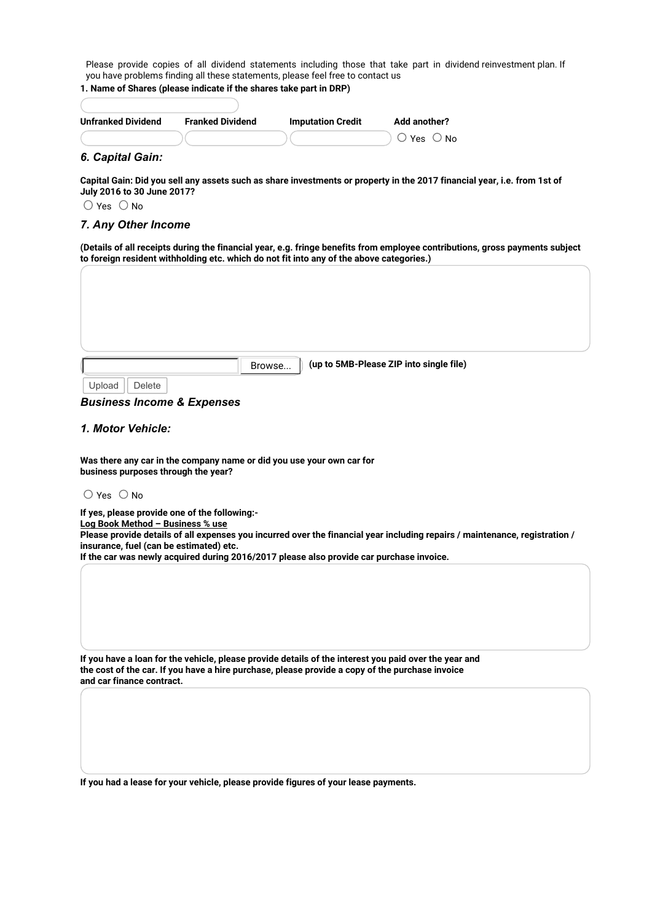Please provide copies of all dividend statements including those that take part in dividend reinvestment plan. If you have problems finding all these statements, please feel free to contact us

**1. Name of Shares (please indicate if the shares take part in DRP)**

| Unfranked Dividend | Franked Dividend | Imputation Credit | Add another? |
|---|---|---|---|
| | | | ○ Yes ○ No |

### *6. Capital Gain:*

**Capital Gain: Did you sell any assets such as share investments or property in the 2017 financial year, i.e. from 1st of July 2016 to 30 June 2017?**

○ Yes ○ No

### *7. Any Other Income*

**(Details of all receipts during the financial year, e.g. fringe benefits from employee contributions, gross payments subject to foreign resident withholding etc. which do not fit into any of the above categories.)**

Browse... **(up to 5MB-Please ZIP into single file)**

Upload Delete

### *Business Income & Expenses*

### *1. Motor Vehicle:*

**Was there any car in the company name or did you use your own car for business purposes through the year?**

○ Yes ○ No

**If yes, please provide one of the following:-**
**Log Book Method – Business % use**
**Please provide details of all expenses you incurred over the financial year including repairs / maintenance, registration / insurance, fuel (can be estimated) etc.**
**If the car was newly acquired during 2016/2017 please also provide car purchase invoice.**

**If you have a loan for the vehicle, please provide details of the interest you paid over the year and the cost of the car. If you have a hire purchase, please provide a copy of the purchase invoice and car finance contract.**

**If you had a lease for your vehicle, please provide figures of your lease payments.**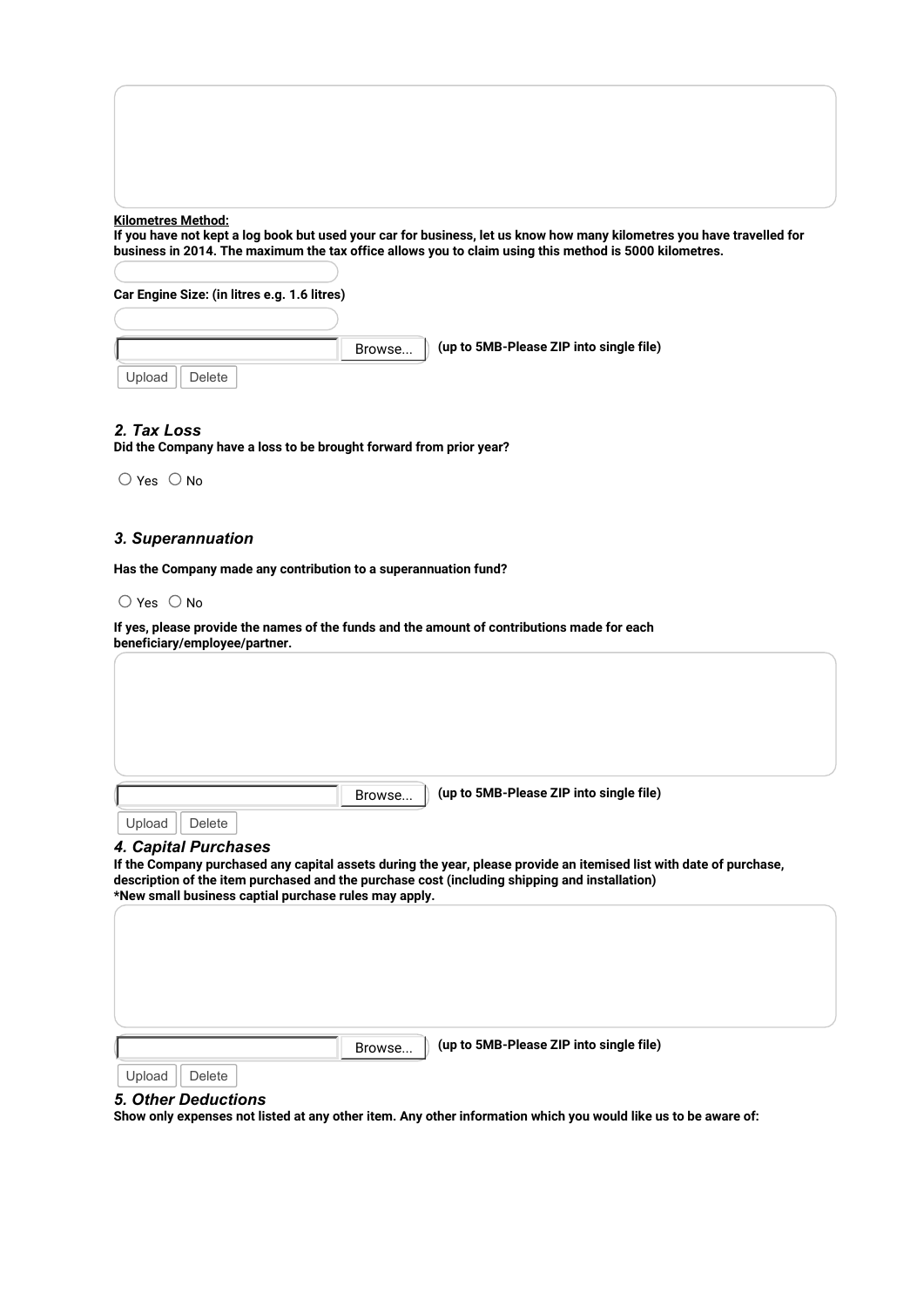**Kilometres Method:**

**If you have not kept a log book but used your car for business, let us know how many kilometres you have travelled for business in 2014. The maximum the tax office allows you to claim using this method is 5000 kilometres.**

**Car Engine Size: (in litres e.g. 1.6 litres)**

Browse... **(up to 5MB-Please ZIP into single file)**

Upload Delete

### *2. Tax Loss*

**Did the Company have a loss to be brought forward from prior year?**

○ Yes ○ No

### *3. Superannuation*

**Has the Company made any contribution to a superannuation fund?**

○ Yes ○ No

**If yes, please provide the names of the funds and the amount of contributions made for each beneficiary/employee/partner.**

Browse... **(up to 5MB-Please ZIP into single file)**

Upload Delete

### *4. Capital Purchases*

**If the Company purchased any capital assets during the year, please provide an itemised list with date of purchase, description of the item purchased and the purchase cost (including shipping and installation)**
**\*New small business captial purchase rules may apply.**

Browse... **(up to 5MB-Please ZIP into single file)**

Upload Delete

### *5. Other Deductions*

**Show only expenses not listed at any other item. Any other information which you would like us to be aware of:**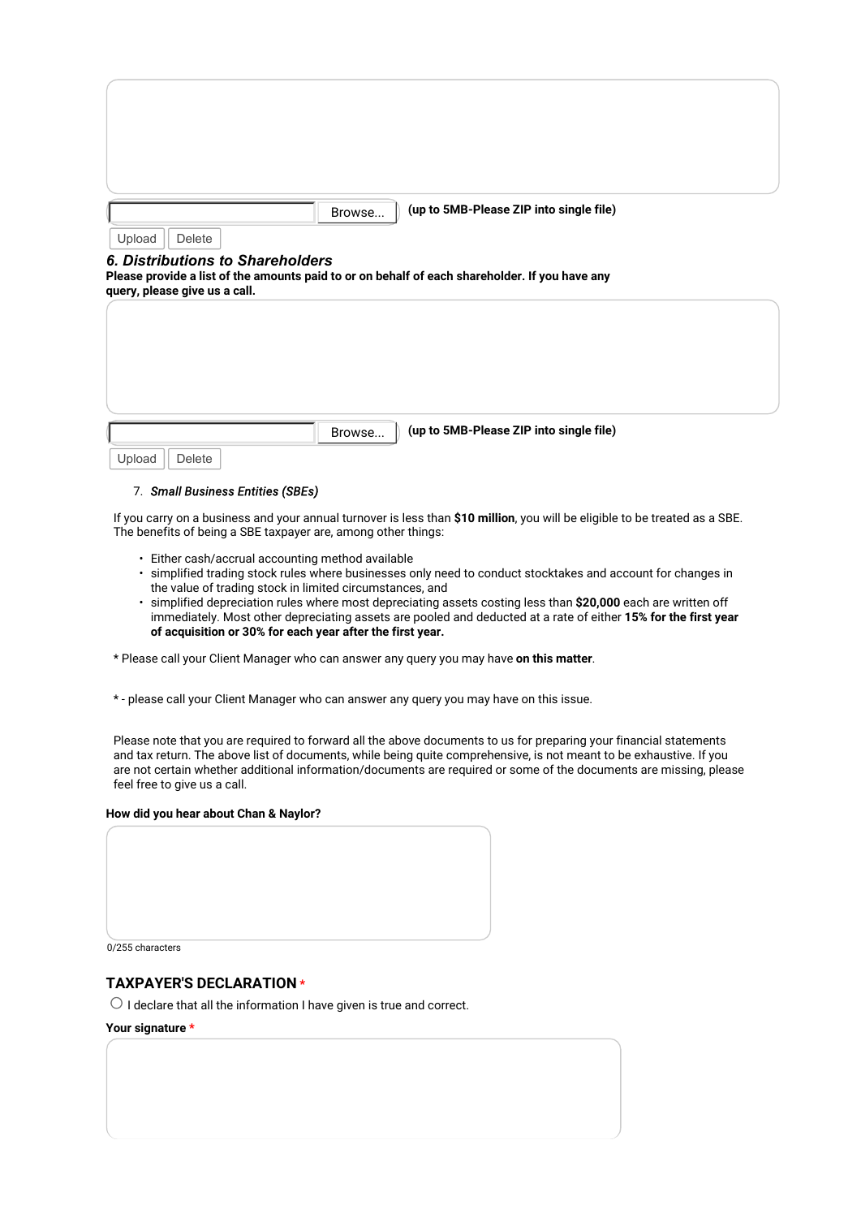(up to 5MB-Please ZIP into single file)

Upload Delete

### *6. Distributions to Shareholders*

**Please provide a list of the amounts paid to or on behalf of each shareholder. If you have any query, please give us a call.**

(up to 5MB-Please ZIP into single file)

Upload Delete

7. ***Small Business Entities (SBEs)***

If you carry on a business and your annual turnover is less than **$10 million**, you will be eligible to be treated as a SBE. The benefits of being a SBE taxpayer are, among other things:

- Either cash/accrual accounting method available
- simplified trading stock rules where businesses only need to conduct stocktakes and account for changes in the value of trading stock in limited circumstances, and
- simplified depreciation rules where most depreciating assets costing less than **$20,000** each are written off immediately. Most other depreciating assets are pooled and deducted at a rate of either **15% for the first year of acquisition or 30% for each year after the first year.**

* Please call your Client Manager who can answer any query you may have **on this matter**.

* - please call your Client Manager who can answer any query you may have on this issue.

Please note that you are required to forward all the above documents to us for preparing your financial statements and tax return. The above list of documents, while being quite comprehensive, is not meant to be exhaustive. If you are not certain whether additional information/documents are required or some of the documents are missing, please feel free to give us a call.

**How did you hear about Chan & Naylor?**

0/255 characters

### TAXPAYER'S DECLARATION *

○ I declare that all the information I have given is true and correct.

**Your signature** *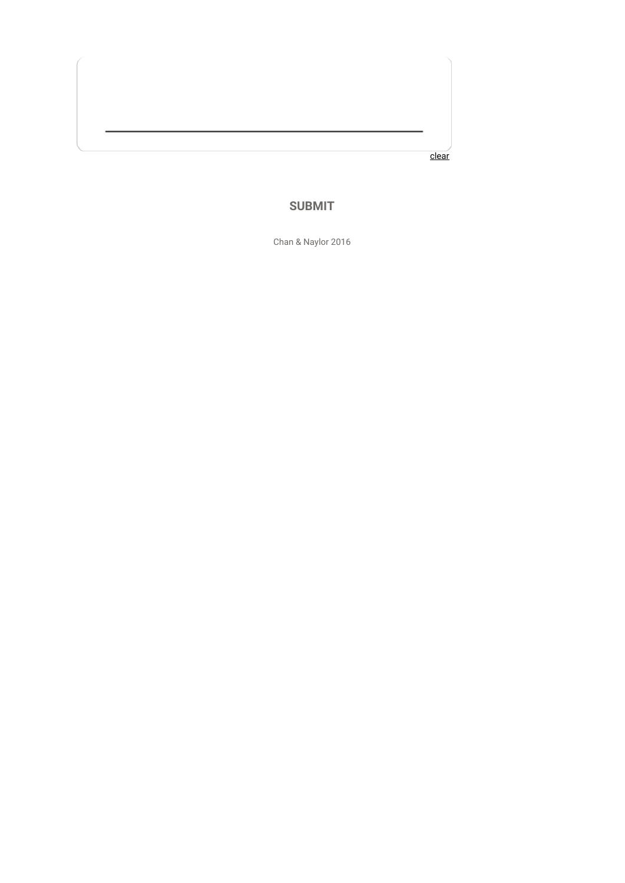clear

**SUBMIT**

Chan & Naylor 2016